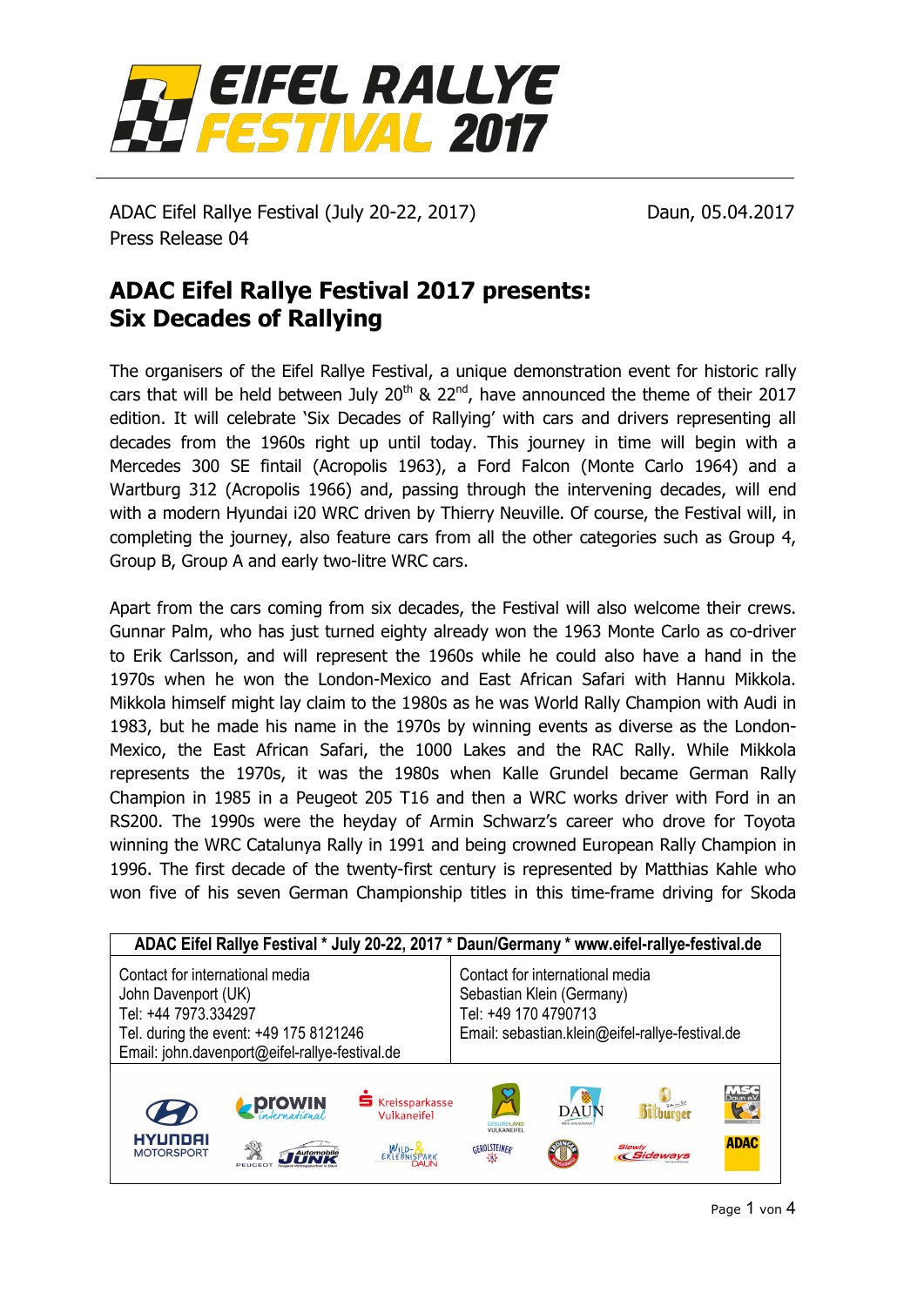ADAC Eifel Rallye Festival (July 20-22, 2017)
Press Release 04

Daun, 05.04.2017

# ADAC Eifel Rallye Festival 2017 presents: Six Decades of Rallying

The organisers of the Eifel Rallye Festival, a unique demonstration event for historic rally cars that will be held between July 20th & 22nd, have announced the theme of their 2017 edition. It will celebrate 'Six Decades of Rallying' with cars and drivers representing all decades from the 1960s right up until today. This journey in time will begin with a Mercedes 300 SE fintail (Acropolis 1963), a Ford Falcon (Monte Carlo 1964) and a Wartburg 312 (Acropolis 1966) and, passing through the intervening decades, will end with a modern Hyundai i20 WRC driven by Thierry Neuville. Of course, the Festival will, in completing the journey, also feature cars from all the other categories such as Group 4, Group B, Group A and early two-litre WRC cars.

Apart from the cars coming from six decades, the Festival will also welcome their crews. Gunnar Palm, who has just turned eighty already won the 1963 Monte Carlo as co-driver to Erik Carlsson, and will represent the 1960s while he could also have a hand in the 1970s when he won the London-Mexico and East African Safari with Hannu Mikkola. Mikkola himself might lay claim to the 1980s as he was World Rally Champion with Audi in 1983, but he made his name in the 1970s by winning events as diverse as the London-Mexico, the East African Safari, the 1000 Lakes and the RAC Rally. While Mikkola represents the 1970s, it was the 1980s when Kalle Grundel became German Rally Champion in 1985 in a Peugeot 205 T16 and then a WRC works driver with Ford in an RS200. The 1990s were the heyday of Armin Schwarz's career who drove for Toyota winning the WRC Catalunya Rally in 1991 and being crowned European Rally Champion in 1996. The first decade of the twenty-first century is represented by Matthias Kahle who won five of his seven German Championship titles in this time-frame driving for Skoda

**ADAC Eifel Rallye Festival * July 20-22, 2017 * Daun/Germany * www.eifel-rallye-festival.de**

| Contact for international media | Contact for international media |
|---|---|
| John Davenport (UK)<br>Tel: +44 7973.334297<br>Tel. during the event: +49 175 8121246<br>Email: john.davenport@eifel-rallye-festival.de | Sebastian Klein (Germany)<br>Tel: +49 170 4790713<br>Email: sebastian.klein@eifel-rallye-festival.de |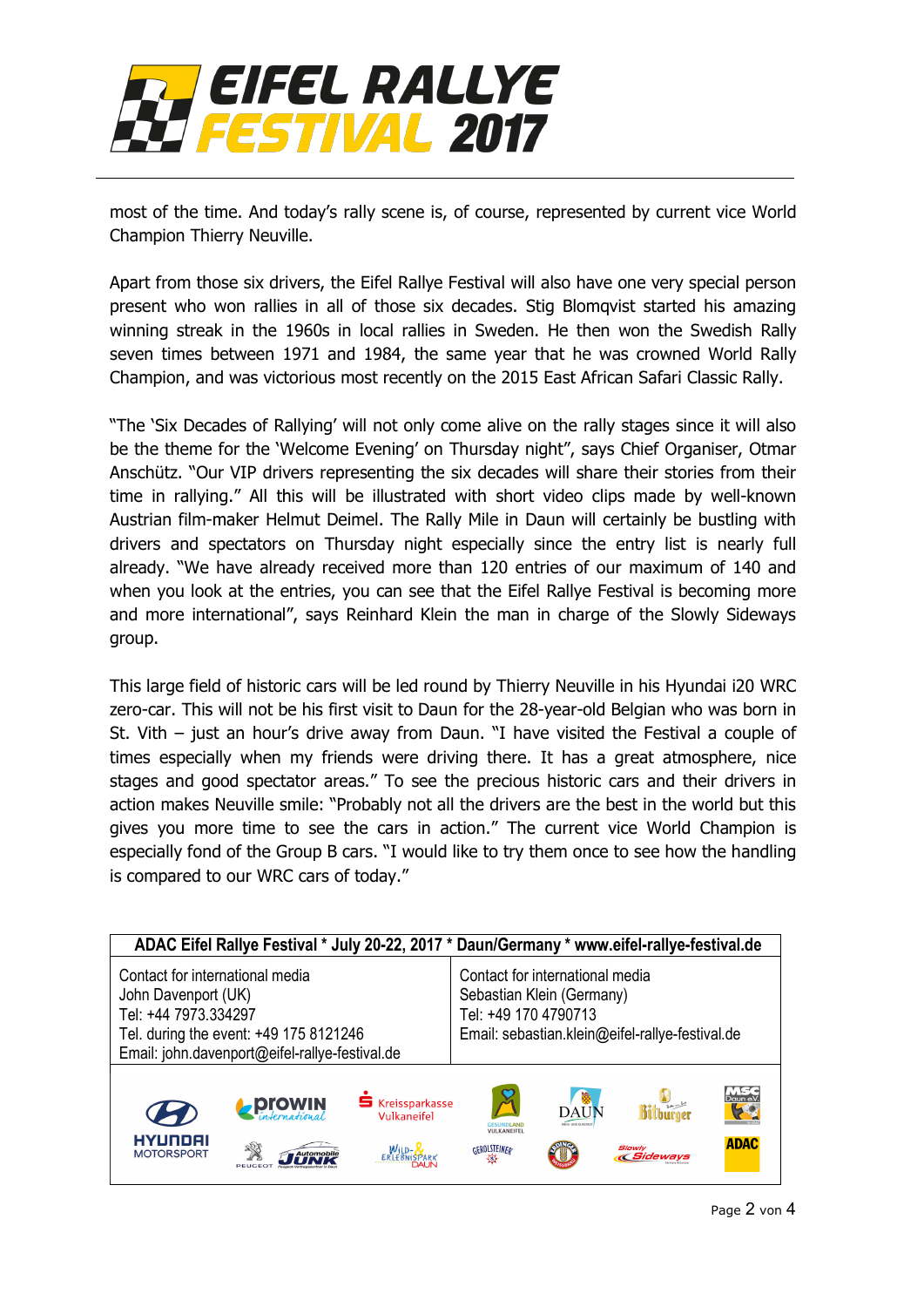most of the time. And today's rally scene is, of course, represented by current vice World Champion Thierry Neuville.

Apart from those six drivers, the Eifel Rallye Festival will also have one very special person present who won rallies in all of those six decades. Stig Blomqvist started his amazing winning streak in the 1960s in local rallies in Sweden. He then won the Swedish Rally seven times between 1971 and 1984, the same year that he was crowned World Rally Champion, and was victorious most recently on the 2015 East African Safari Classic Rally.

"The 'Six Decades of Rallying' will not only come alive on the rally stages since it will also be the theme for the 'Welcome Evening' on Thursday night", says Chief Organiser, Otmar Anschütz. "Our VIP drivers representing the six decades will share their stories from their time in rallying." All this will be illustrated with short video clips made by well-known Austrian film-maker Helmut Deimel. The Rally Mile in Daun will certainly be bustling with drivers and spectators on Thursday night especially since the entry list is nearly full already. "We have already received more than 120 entries of our maximum of 140 and when you look at the entries, you can see that the Eifel Rallye Festival is becoming more and more international", says Reinhard Klein the man in charge of the Slowly Sideways group.

This large field of historic cars will be led round by Thierry Neuville in his Hyundai i20 WRC zero-car. This will not be his first visit to Daun for the 28-year-old Belgian who was born in St. Vith – just an hour's drive away from Daun. "I have visited the Festival a couple of times especially when my friends were driving there. It has a great atmosphere, nice stages and good spectator areas." To see the precious historic cars and their drivers in action makes Neuville smile: "Probably not all the drivers are the best in the world but this gives you more time to see the cars in action." The current vice World Champion is especially fond of the Group B cars. "I would like to try them once to see how the handling is compared to our WRC cars of today."

| ADAC Eifel Rallye Festival * July 20-22, 2017 * Daun/Germany * www.eifel-rallye-festival.de | |
|---|---|
| Contact for international media<br>John Davenport (UK)<br>Tel: +44 7973.334297<br>Tel. during the event: +49 175 8121246<br>Email: john.davenport@eifel-rallye-festival.de | Contact for international media<br>Sebastian Klein (Germany)<br>Tel: +49 170 4790713<br>Email: sebastian.klein@eifel-rallye-festival.de |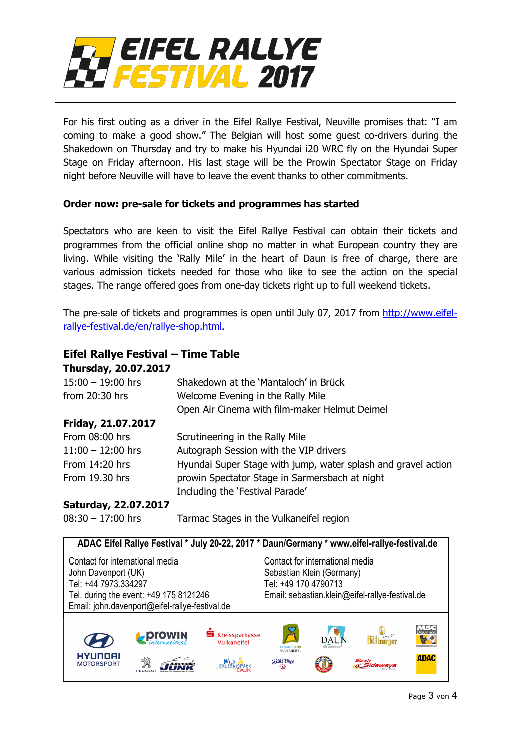# EIFEL RALLYE FESTIVAL 2017

For his first outing as a driver in the Eifel Rallye Festival, Neuville promises that: "I am coming to make a good show." The Belgian will host some guest co-drivers during the Shakedown on Thursday and try to make his Hyundai i20 WRC fly on the Hyundai Super Stage on Friday afternoon. His last stage will be the Prowin Spectator Stage on Friday night before Neuville will have to leave the event thanks to other commitments.

**Order now: pre-sale for tickets and programmes has started**

Spectators who are keen to visit the Eifel Rallye Festival can obtain their tickets and programmes from the official online shop no matter in what European country they are living. While visiting the 'Rally Mile' in the heart of Daun is free of charge, there are various admission tickets needed for those who like to see the action on the special stages. The range offered goes from one-day tickets right up to full weekend tickets.

The pre-sale of tickets and programmes is open until July 07, 2017 from http://www.eifel-rallye-festival.de/en/rallye-shop.html.

## Eifel Rallye Festival – Time Table

**Thursday, 20.07.2017**

| | |
|---|---|
| 15:00 – 19:00 hrs | Shakedown at the 'Mantaloch' in Brück |
| from 20:30 hrs | Welcome Evening in the Rally Mile |
| | Open Air Cinema with film-maker Helmut Deimel |

**Friday, 21.07.2017**

| | |
|---|---|
| From 08:00 hrs | Scrutineering in the Rally Mile |
| 11:00 – 12:00 hrs | Autograph Session with the VIP drivers |
| From 14:20 hrs | Hyundai Super Stage with jump, water splash and gravel action |
| From 19.30 hrs | prowin Spectator Stage in Sarmersbach at night |
| | Including the 'Festival Parade' |

**Saturday, 22.07.2017**

| | |
|---|---|
| 08:30 – 17:00 hrs | Tarmac Stages in the Vulkaneifel region |

| ADAC Eifel Rallye Festival * July 20-22, 2017 * Daun/Germany * www.eifel-rallye-festival.de | |
|---|---|
| Contact for international media<br>John Davenport (UK)<br>Tel: +44 7973.334297<br>Tel. during the event: +49 175 8121246<br>Email: john.davenport@eifel-rallye-festival.de | Contact for international media<br>Sebastian Klein (Germany)<br>Tel: +49 170 4790713<br>Email: sebastian.klein@eifel-rallye-festival.de |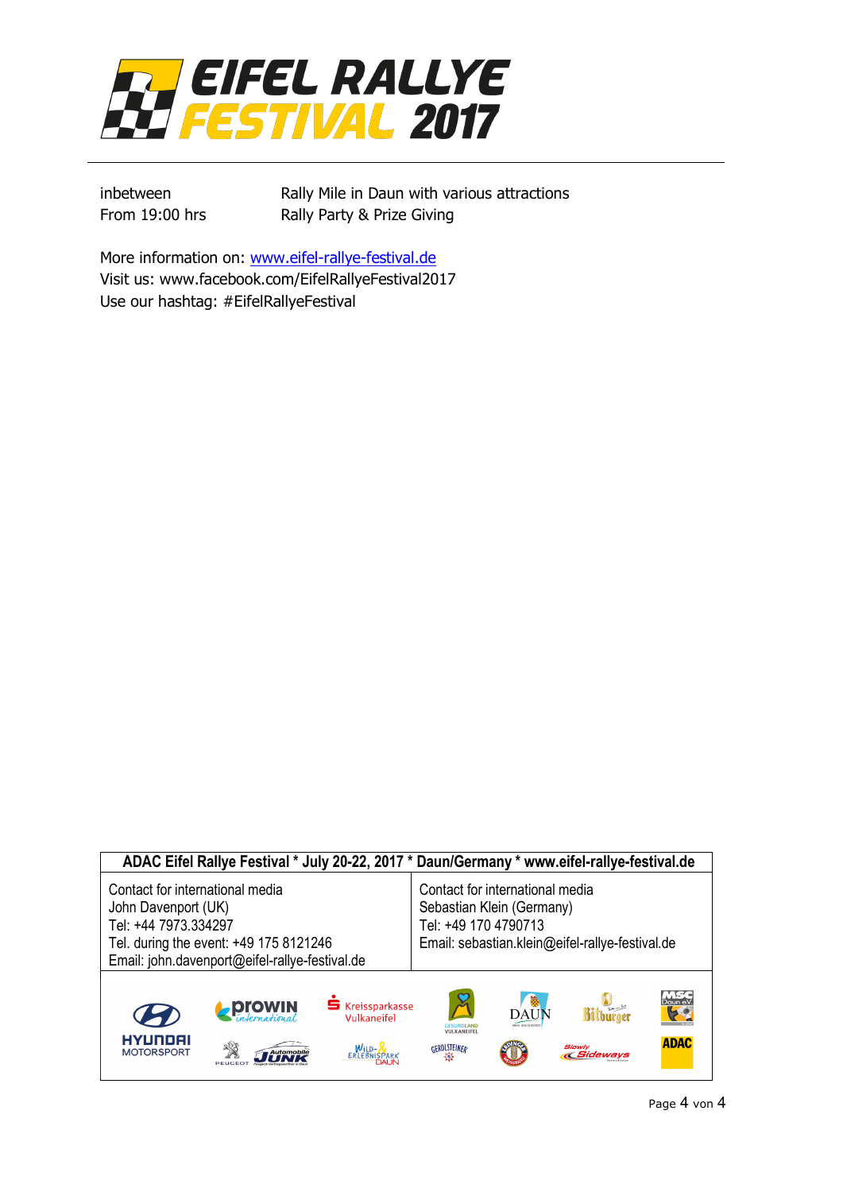| | |
|---|---|
| inbetween | Rally Mile in Daun with various attractions |
| From 19:00 hrs | Rally Party & Prize Giving |

More information on: www.eifel-rallye-festival.de
Visit us: www.facebook.com/EifelRallyeFestival2017
Use our hashtag: #EifelRallyeFestival

| ADAC Eifel Rallye Festival * July 20-22, 2017 * Daun/Germany * www.eifel-rallye-festival.de | |
|---|---|
| Contact for international media<br>John Davenport (UK)<br>Tel: +44 7973.334297<br>Tel. during the event: +49 175 8121246<br>Email: john.davenport@eifel-rallye-festival.de | Contact for international media<br>Sebastian Klein (Germany)<br>Tel: +49 170 4790713<br>Email: sebastian.klein@eifel-rallye-festival.de |